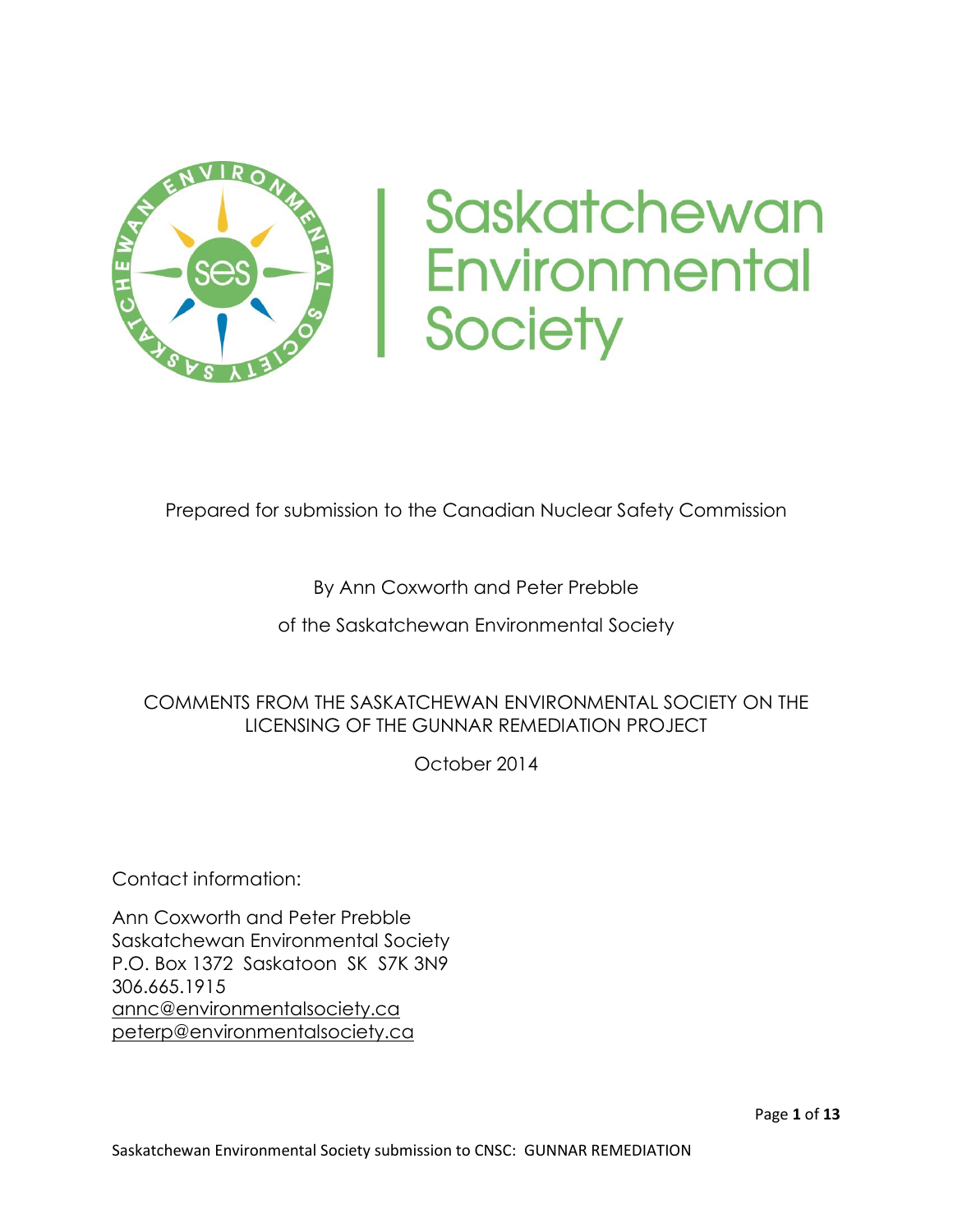# Saskatchewan Environmental Society

Prepared for submission to the Canadian Nuclear Safety Commission

By Ann Coxworth and Peter Prebble

of the Saskatchewan Environmental Society

## COMMENTS FROM THE SASKATCHEWAN ENVIRONMENTAL SOCIETY ON THE LICENSING OF THE GUNNAR REMEDIATION PROJECT

October 2014

Contact information:

Ann Coxworth and Peter Prebble
Saskatchewan Environmental Society
P.O. Box 1372 Saskatoon SK S7K 3N9
306.665.1915
annc@environmentalsociety.ca
peterp@environmentalsociety.ca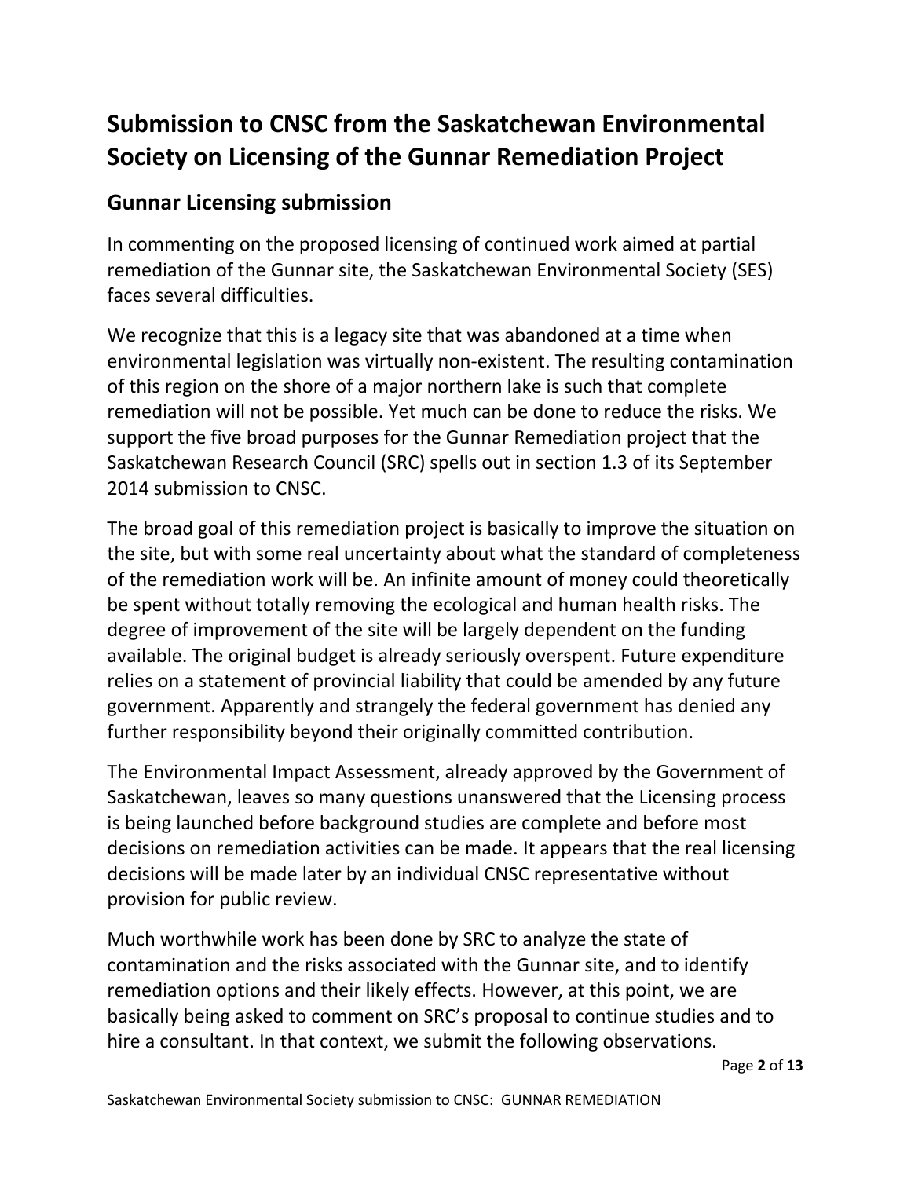# Submission to CNSC from the Saskatchewan Environmental Society on Licensing of the Gunnar Remediation Project

## Gunnar Licensing submission

In commenting on the proposed licensing of continued work aimed at partial remediation of the Gunnar site, the Saskatchewan Environmental Society (SES) faces several difficulties.

We recognize that this is a legacy site that was abandoned at a time when environmental legislation was virtually non-existent. The resulting contamination of this region on the shore of a major northern lake is such that complete remediation will not be possible. Yet much can be done to reduce the risks. We support the five broad purposes for the Gunnar Remediation project that the Saskatchewan Research Council (SRC) spells out in section 1.3 of its September 2014 submission to CNSC.

The broad goal of this remediation project is basically to improve the situation on the site, but with some real uncertainty about what the standard of completeness of the remediation work will be. An infinite amount of money could theoretically be spent without totally removing the ecological and human health risks. The degree of improvement of the site will be largely dependent on the funding available. The original budget is already seriously overspent. Future expenditure relies on a statement of provincial liability that could be amended by any future government. Apparently and strangely the federal government has denied any further responsibility beyond their originally committed contribution.

The Environmental Impact Assessment, already approved by the Government of Saskatchewan, leaves so many questions unanswered that the Licensing process is being launched before background studies are complete and before most decisions on remediation activities can be made. It appears that the real licensing decisions will be made later by an individual CNSC representative without provision for public review.

Much worthwhile work has been done by SRC to analyze the state of contamination and the risks associated with the Gunnar site, and to identify remediation options and their likely effects. However, at this point, we are basically being asked to comment on SRC's proposal to continue studies and to hire a consultant. In that context, we submit the following observations.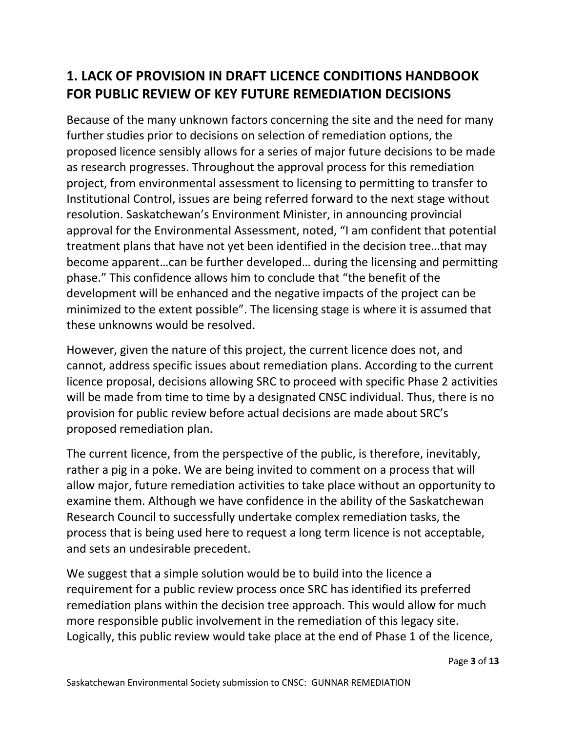## 1. LACK OF PROVISION IN DRAFT LICENCE CONDITIONS HANDBOOK FOR PUBLIC REVIEW OF KEY FUTURE REMEDIATION DECISIONS

Because of the many unknown factors concerning the site and the need for many further studies prior to decisions on selection of remediation options, the proposed licence sensibly allows for a series of major future decisions to be made as research progresses. Throughout the approval process for this remediation project, from environmental assessment to licensing to permitting to transfer to Institutional Control, issues are being referred forward to the next stage without resolution. Saskatchewan's Environment Minister, in announcing provincial approval for the Environmental Assessment, noted, "I am confident that potential treatment plans that have not yet been identified in the decision tree…that may become apparent…can be further developed… during the licensing and permitting phase." This confidence allows him to conclude that "the benefit of the development will be enhanced and the negative impacts of the project can be minimized to the extent possible". The licensing stage is where it is assumed that these unknowns would be resolved.

However, given the nature of this project, the current licence does not, and cannot, address specific issues about remediation plans. According to the current licence proposal, decisions allowing SRC to proceed with specific Phase 2 activities will be made from time to time by a designated CNSC individual. Thus, there is no provision for public review before actual decisions are made about SRC's proposed remediation plan.

The current licence, from the perspective of the public, is therefore, inevitably, rather a pig in a poke. We are being invited to comment on a process that will allow major, future remediation activities to take place without an opportunity to examine them. Although we have confidence in the ability of the Saskatchewan Research Council to successfully undertake complex remediation tasks, the process that is being used here to request a long term licence is not acceptable, and sets an undesirable precedent.

We suggest that a simple solution would be to build into the licence a requirement for a public review process once SRC has identified its preferred remediation plans within the decision tree approach. This would allow for much more responsible public involvement in the remediation of this legacy site. Logically, this public review would take place at the end of Phase 1 of the licence,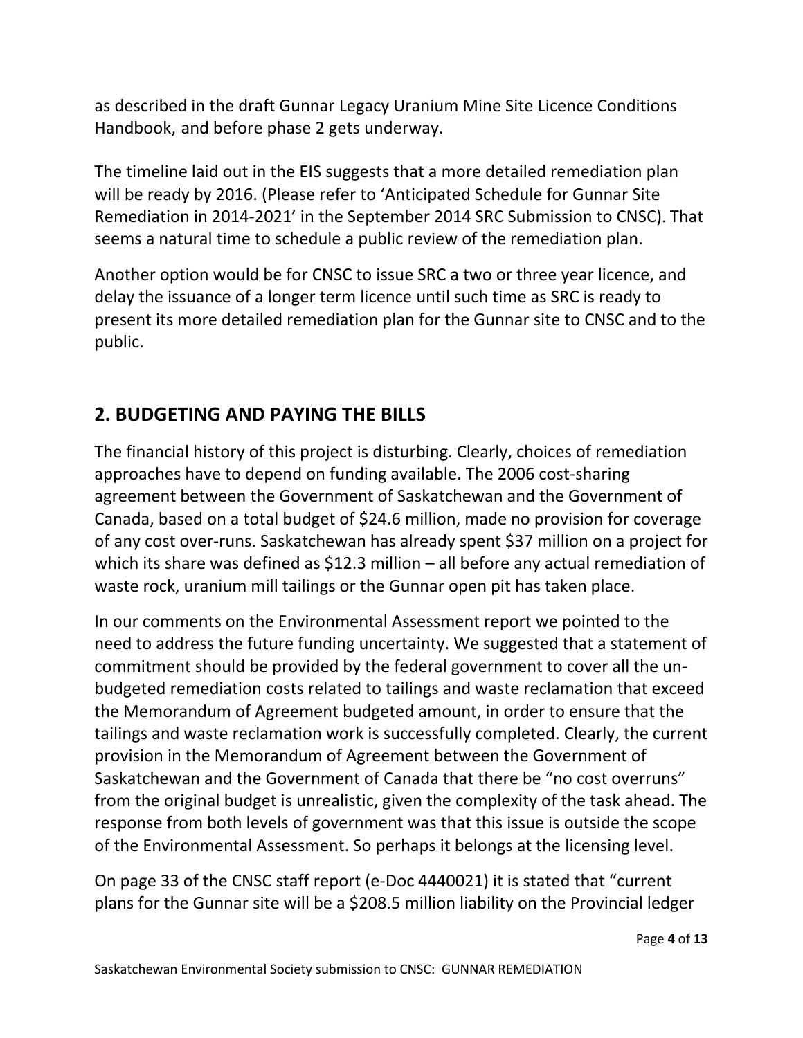as described in the draft Gunnar Legacy Uranium Mine Site Licence Conditions Handbook, and before phase 2 gets underway.

The timeline laid out in the EIS suggests that a more detailed remediation plan will be ready by 2016. (Please refer to 'Anticipated Schedule for Gunnar Site Remediation in 2014-2021' in the September 2014 SRC Submission to CNSC). That seems a natural time to schedule a public review of the remediation plan.

Another option would be for CNSC to issue SRC a two or three year licence, and delay the issuance of a longer term licence until such time as SRC is ready to present its more detailed remediation plan for the Gunnar site to CNSC and to the public.

## 2. BUDGETING AND PAYING THE BILLS

The financial history of this project is disturbing. Clearly, choices of remediation approaches have to depend on funding available. The 2006 cost-sharing agreement between the Government of Saskatchewan and the Government of Canada, based on a total budget of $24.6 million, made no provision for coverage of any cost over-runs. Saskatchewan has already spent $37 million on a project for which its share was defined as $12.3 million – all before any actual remediation of waste rock, uranium mill tailings or the Gunnar open pit has taken place.

In our comments on the Environmental Assessment report we pointed to the need to address the future funding uncertainty. We suggested that a statement of commitment should be provided by the federal government to cover all the un-budgeted remediation costs related to tailings and waste reclamation that exceed the Memorandum of Agreement budgeted amount, in order to ensure that the tailings and waste reclamation work is successfully completed. Clearly, the current provision in the Memorandum of Agreement between the Government of Saskatchewan and the Government of Canada that there be "no cost overruns" from the original budget is unrealistic, given the complexity of the task ahead. The response from both levels of government was that this issue is outside the scope of the Environmental Assessment. So perhaps it belongs at the licensing level.

On page 33 of the CNSC staff report (e-Doc 4440021) it is stated that "current plans for the Gunnar site will be a $208.5 million liability on the Provincial ledger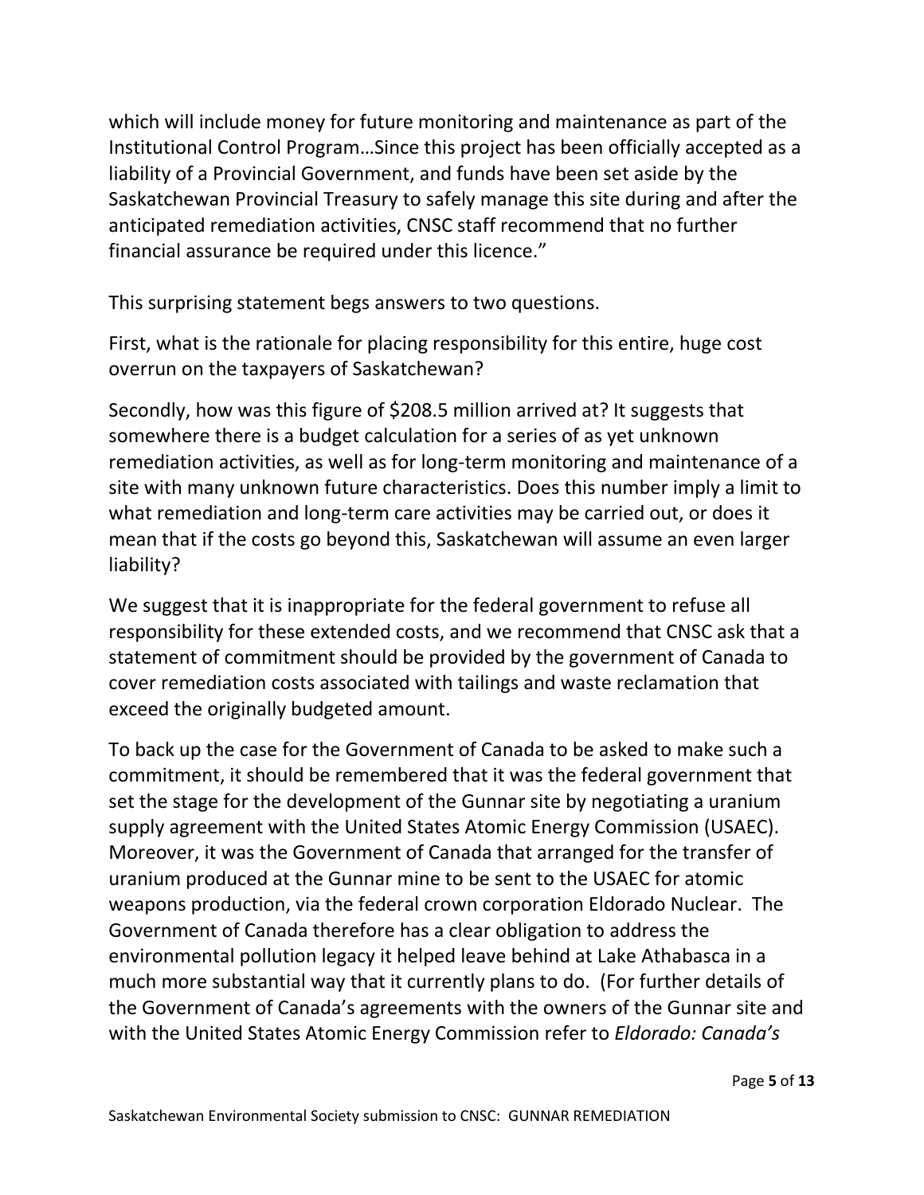which will include money for future monitoring and maintenance as part of the Institutional Control Program…Since this project has been officially accepted as a liability of a Provincial Government, and funds have been set aside by the Saskatchewan Provincial Treasury to safely manage this site during and after the anticipated remediation activities, CNSC staff recommend that no further financial assurance be required under this licence."

This surprising statement begs answers to two questions.

First, what is the rationale for placing responsibility for this entire, huge cost overrun on the taxpayers of Saskatchewan?

Secondly, how was this figure of $208.5 million arrived at? It suggests that somewhere there is a budget calculation for a series of as yet unknown remediation activities, as well as for long-term monitoring and maintenance of a site with many unknown future characteristics. Does this number imply a limit to what remediation and long-term care activities may be carried out, or does it mean that if the costs go beyond this, Saskatchewan will assume an even larger liability?

We suggest that it is inappropriate for the federal government to refuse all responsibility for these extended costs, and we recommend that CNSC ask that a statement of commitment should be provided by the government of Canada to cover remediation costs associated with tailings and waste reclamation that exceed the originally budgeted amount.

To back up the case for the Government of Canada to be asked to make such a commitment, it should be remembered that it was the federal government that set the stage for the development of the Gunnar site by negotiating a uranium supply agreement with the United States Atomic Energy Commission (USAEC). Moreover, it was the Government of Canada that arranged for the transfer of uranium produced at the Gunnar mine to be sent to the USAEC for atomic weapons production, via the federal crown corporation Eldorado Nuclear. The Government of Canada therefore has a clear obligation to address the environmental pollution legacy it helped leave behind at Lake Athabasca in a much more substantial way that it currently plans to do. (For further details of the Government of Canada's agreements with the owners of the Gunnar site and with the United States Atomic Energy Commission refer to *Eldorado: Canada's*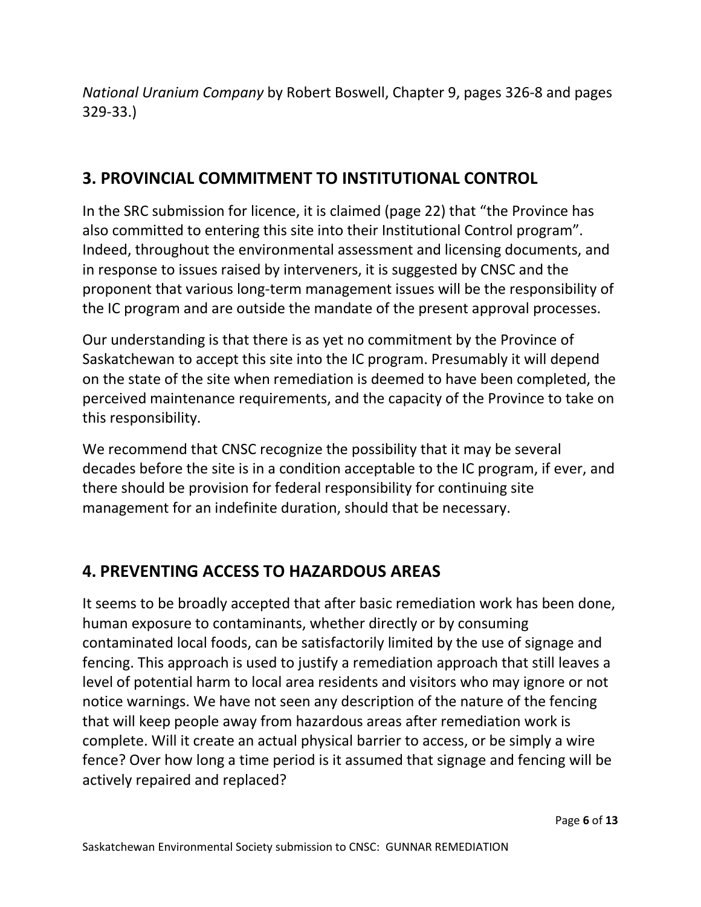*National Uranium Company* by Robert Boswell, Chapter 9, pages 326-8 and pages 329-33.)

## 3. PROVINCIAL COMMITMENT TO INSTITUTIONAL CONTROL

In the SRC submission for licence, it is claimed (page 22) that "the Province has also committed to entering this site into their Institutional Control program". Indeed, throughout the environmental assessment and licensing documents, and in response to issues raised by interveners, it is suggested by CNSC and the proponent that various long-term management issues will be the responsibility of the IC program and are outside the mandate of the present approval processes.

Our understanding is that there is as yet no commitment by the Province of Saskatchewan to accept this site into the IC program. Presumably it will depend on the state of the site when remediation is deemed to have been completed, the perceived maintenance requirements, and the capacity of the Province to take on this responsibility.

We recommend that CNSC recognize the possibility that it may be several decades before the site is in a condition acceptable to the IC program, if ever, and there should be provision for federal responsibility for continuing site management for an indefinite duration, should that be necessary.

## 4. PREVENTING ACCESS TO HAZARDOUS AREAS

It seems to be broadly accepted that after basic remediation work has been done, human exposure to contaminants, whether directly or by consuming contaminated local foods, can be satisfactorily limited by the use of signage and fencing. This approach is used to justify a remediation approach that still leaves a level of potential harm to local area residents and visitors who may ignore or not notice warnings. We have not seen any description of the nature of the fencing that will keep people away from hazardous areas after remediation work is complete. Will it create an actual physical barrier to access, or be simply a wire fence? Over how long a time period is it assumed that signage and fencing will be actively repaired and replaced?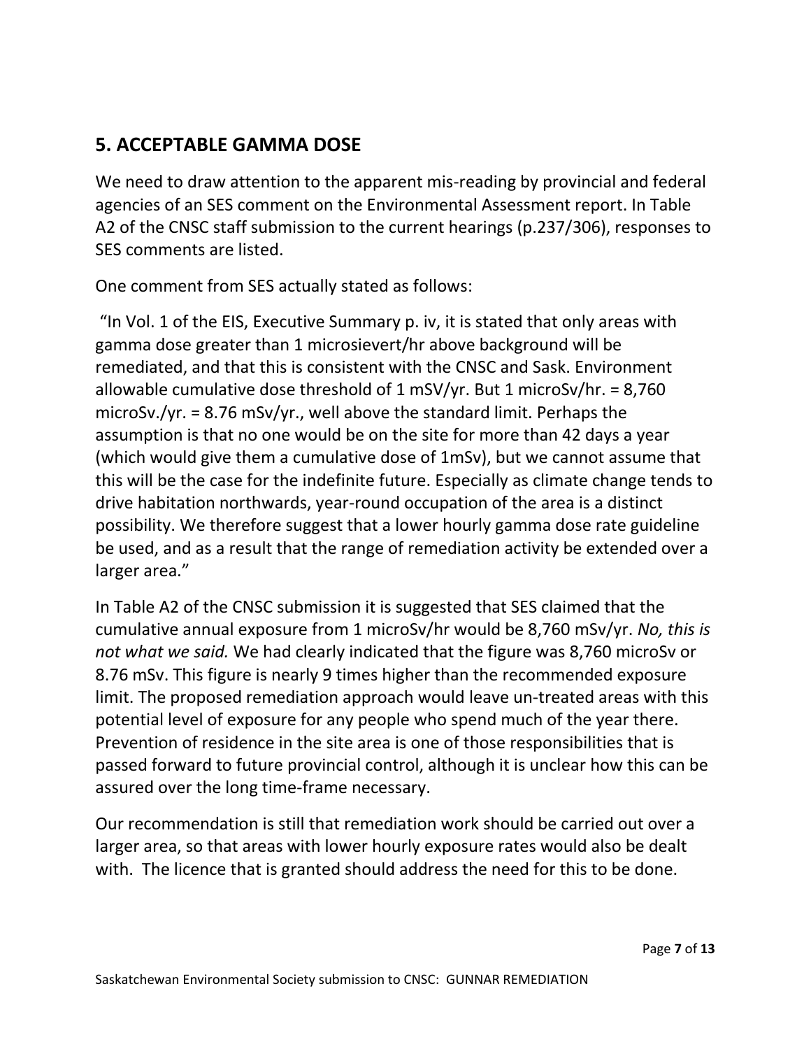## 5. ACCEPTABLE GAMMA DOSE

We need to draw attention to the apparent mis-reading by provincial and federal agencies of an SES comment on the Environmental Assessment report. In Table A2 of the CNSC staff submission to the current hearings (p.237/306), responses to SES comments are listed.

One comment from SES actually stated as follows:

"In Vol. 1 of the EIS, Executive Summary p. iv, it is stated that only areas with gamma dose greater than 1 microsievert/hr above background will be remediated, and that this is consistent with the CNSC and Sask. Environment allowable cumulative dose threshold of 1 mSV/yr. But 1 microSv/hr. = 8,760 microSv./yr. = 8.76 mSv/yr., well above the standard limit. Perhaps the assumption is that no one would be on the site for more than 42 days a year (which would give them a cumulative dose of 1mSv), but we cannot assume that this will be the case for the indefinite future. Especially as climate change tends to drive habitation northwards, year-round occupation of the area is a distinct possibility. We therefore suggest that a lower hourly gamma dose rate guideline be used, and as a result that the range of remediation activity be extended over a larger area."

In Table A2 of the CNSC submission it is suggested that SES claimed that the cumulative annual exposure from 1 microSv/hr would be 8,760 mSv/yr. *No, this is not what we said.* We had clearly indicated that the figure was 8,760 microSv or 8.76 mSv. This figure is nearly 9 times higher than the recommended exposure limit. The proposed remediation approach would leave un-treated areas with this potential level of exposure for any people who spend much of the year there. Prevention of residence in the site area is one of those responsibilities that is passed forward to future provincial control, although it is unclear how this can be assured over the long time-frame necessary.

Our recommendation is still that remediation work should be carried out over a larger area, so that areas with lower hourly exposure rates would also be dealt with. The licence that is granted should address the need for this to be done.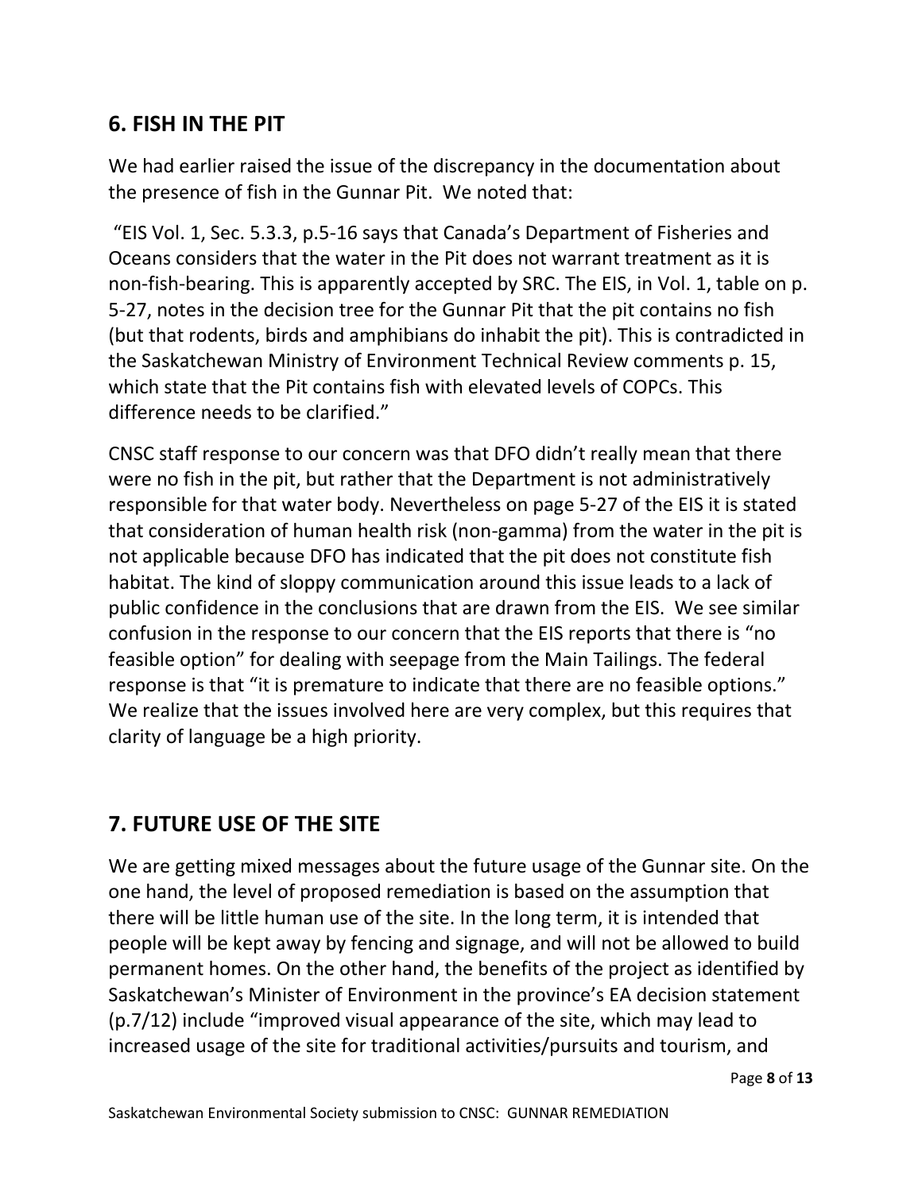## 6. FISH IN THE PIT

We had earlier raised the issue of the discrepancy in the documentation about the presence of fish in the Gunnar Pit. We noted that:

"EIS Vol. 1, Sec. 5.3.3, p.5-16 says that Canada's Department of Fisheries and Oceans considers that the water in the Pit does not warrant treatment as it is non-fish-bearing. This is apparently accepted by SRC. The EIS, in Vol. 1, table on p. 5-27, notes in the decision tree for the Gunnar Pit that the pit contains no fish (but that rodents, birds and amphibians do inhabit the pit). This is contradicted in the Saskatchewan Ministry of Environment Technical Review comments p. 15, which state that the Pit contains fish with elevated levels of COPCs. This difference needs to be clarified."

CNSC staff response to our concern was that DFO didn't really mean that there were no fish in the pit, but rather that the Department is not administratively responsible for that water body. Nevertheless on page 5-27 of the EIS it is stated that consideration of human health risk (non-gamma) from the water in the pit is not applicable because DFO has indicated that the pit does not constitute fish habitat. The kind of sloppy communication around this issue leads to a lack of public confidence in the conclusions that are drawn from the EIS. We see similar confusion in the response to our concern that the EIS reports that there is "no feasible option" for dealing with seepage from the Main Tailings. The federal response is that "it is premature to indicate that there are no feasible options." We realize that the issues involved here are very complex, but this requires that clarity of language be a high priority.

## 7. FUTURE USE OF THE SITE

We are getting mixed messages about the future usage of the Gunnar site. On the one hand, the level of proposed remediation is based on the assumption that there will be little human use of the site. In the long term, it is intended that people will be kept away by fencing and signage, and will not be allowed to build permanent homes. On the other hand, the benefits of the project as identified by Saskatchewan's Minister of Environment in the province's EA decision statement (p.7/12) include "improved visual appearance of the site, which may lead to increased usage of the site for traditional activities/pursuits and tourism, and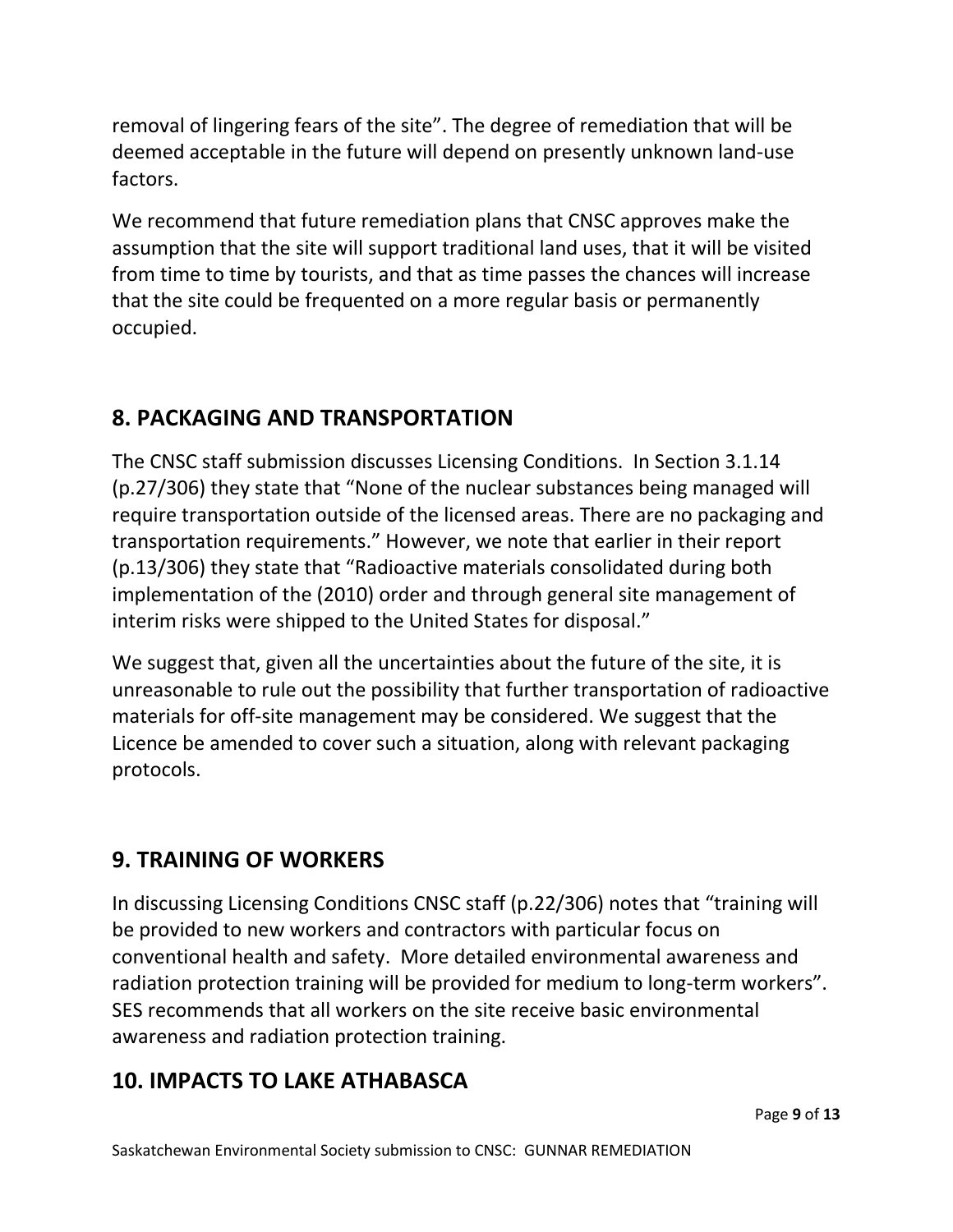removal of lingering fears of the site". The degree of remediation that will be deemed acceptable in the future will depend on presently unknown land-use factors.

We recommend that future remediation plans that CNSC approves make the assumption that the site will support traditional land uses, that it will be visited from time to time by tourists, and that as time passes the chances will increase that the site could be frequented on a more regular basis or permanently occupied.

## 8. PACKAGING AND TRANSPORTATION

The CNSC staff submission discusses Licensing Conditions. In Section 3.1.14 (p.27/306) they state that "None of the nuclear substances being managed will require transportation outside of the licensed areas. There are no packaging and transportation requirements." However, we note that earlier in their report (p.13/306) they state that "Radioactive materials consolidated during both implementation of the (2010) order and through general site management of interim risks were shipped to the United States for disposal."

We suggest that, given all the uncertainties about the future of the site, it is unreasonable to rule out the possibility that further transportation of radioactive materials for off-site management may be considered. We suggest that the Licence be amended to cover such a situation, along with relevant packaging protocols.

## 9. TRAINING OF WORKERS

In discussing Licensing Conditions CNSC staff (p.22/306) notes that "training will be provided to new workers and contractors with particular focus on conventional health and safety. More detailed environmental awareness and radiation protection training will be provided for medium to long-term workers". SES recommends that all workers on the site receive basic environmental awareness and radiation protection training.

## 10. IMPACTS TO LAKE ATHABASCA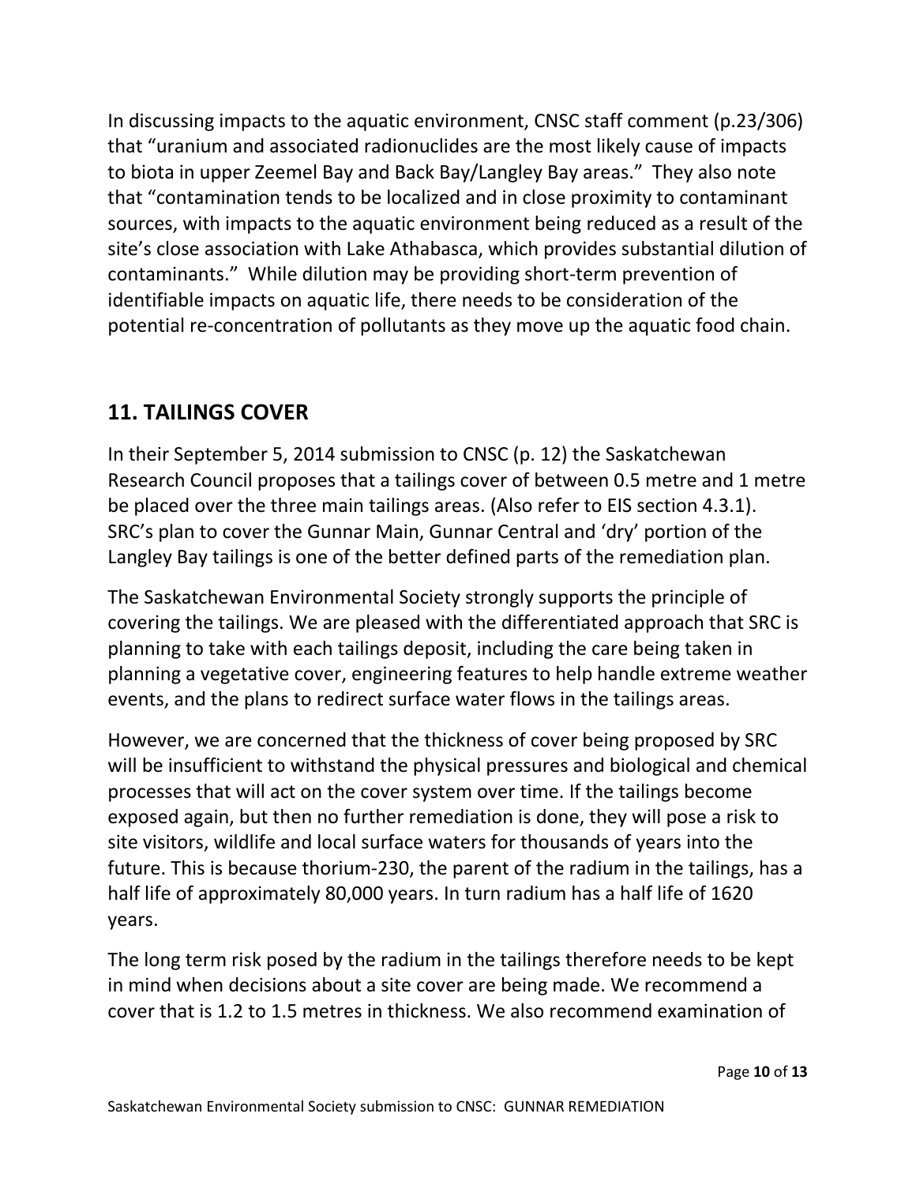In discussing impacts to the aquatic environment, CNSC staff comment (p.23/306) that "uranium and associated radionuclides are the most likely cause of impacts to biota in upper Zeemel Bay and Back Bay/Langley Bay areas." They also note that "contamination tends to be localized and in close proximity to contaminant sources, with impacts to the aquatic environment being reduced as a result of the site's close association with Lake Athabasca, which provides substantial dilution of contaminants." While dilution may be providing short-term prevention of identifiable impacts on aquatic life, there needs to be consideration of the potential re-concentration of pollutants as they move up the aquatic food chain.

## 11. TAILINGS COVER

In their September 5, 2014 submission to CNSC (p. 12) the Saskatchewan Research Council proposes that a tailings cover of between 0.5 metre and 1 metre be placed over the three main tailings areas. (Also refer to EIS section 4.3.1). SRC's plan to cover the Gunnar Main, Gunnar Central and 'dry' portion of the Langley Bay tailings is one of the better defined parts of the remediation plan.

The Saskatchewan Environmental Society strongly supports the principle of covering the tailings. We are pleased with the differentiated approach that SRC is planning to take with each tailings deposit, including the care being taken in planning a vegetative cover, engineering features to help handle extreme weather events, and the plans to redirect surface water flows in the tailings areas.

However, we are concerned that the thickness of cover being proposed by SRC will be insufficient to withstand the physical pressures and biological and chemical processes that will act on the cover system over time. If the tailings become exposed again, but then no further remediation is done, they will pose a risk to site visitors, wildlife and local surface waters for thousands of years into the future. This is because thorium-230, the parent of the radium in the tailings, has a half life of approximately 80,000 years. In turn radium has a half life of 1620 years.

The long term risk posed by the radium in the tailings therefore needs to be kept in mind when decisions about a site cover are being made. We recommend a cover that is 1.2 to 1.5 metres in thickness. We also recommend examination of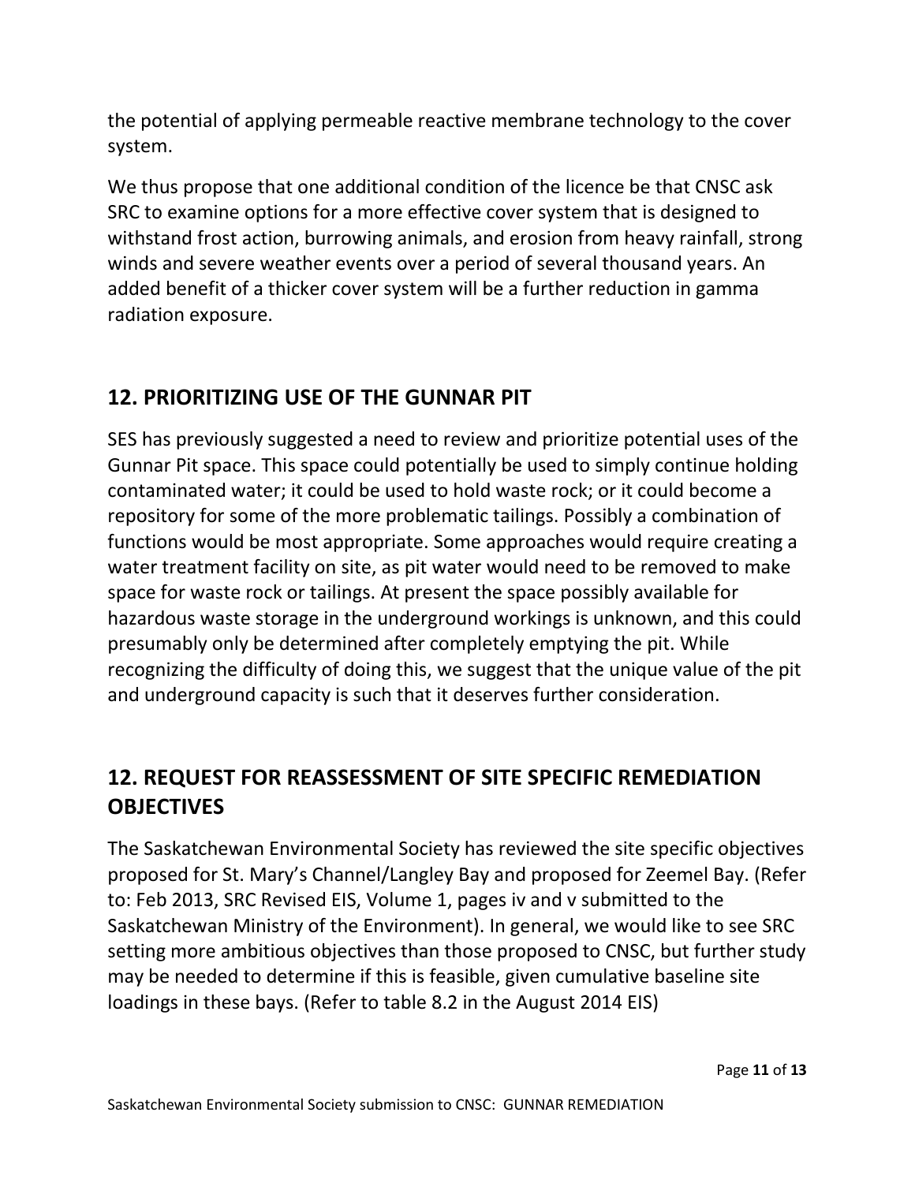the potential of applying permeable reactive membrane technology to the cover system.

We thus propose that one additional condition of the licence be that CNSC ask SRC to examine options for a more effective cover system that is designed to withstand frost action, burrowing animals, and erosion from heavy rainfall, strong winds and severe weather events over a period of several thousand years. An added benefit of a thicker cover system will be a further reduction in gamma radiation exposure.

## 12. PRIORITIZING USE OF THE GUNNAR PIT

SES has previously suggested a need to review and prioritize potential uses of the Gunnar Pit space. This space could potentially be used to simply continue holding contaminated water; it could be used to hold waste rock; or it could become a repository for some of the more problematic tailings. Possibly a combination of functions would be most appropriate. Some approaches would require creating a water treatment facility on site, as pit water would need to be removed to make space for waste rock or tailings. At present the space possibly available for hazardous waste storage in the underground workings is unknown, and this could presumably only be determined after completely emptying the pit. While recognizing the difficulty of doing this, we suggest that the unique value of the pit and underground capacity is such that it deserves further consideration.

## 12. REQUEST FOR REASSESSMENT OF SITE SPECIFIC REMEDIATION OBJECTIVES

The Saskatchewan Environmental Society has reviewed the site specific objectives proposed for St. Mary's Channel/Langley Bay and proposed for Zeemel Bay. (Refer to: Feb 2013, SRC Revised EIS, Volume 1, pages iv and v submitted to the Saskatchewan Ministry of the Environment). In general, we would like to see SRC setting more ambitious objectives than those proposed to CNSC, but further study may be needed to determine if this is feasible, given cumulative baseline site loadings in these bays. (Refer to table 8.2 in the August 2014 EIS)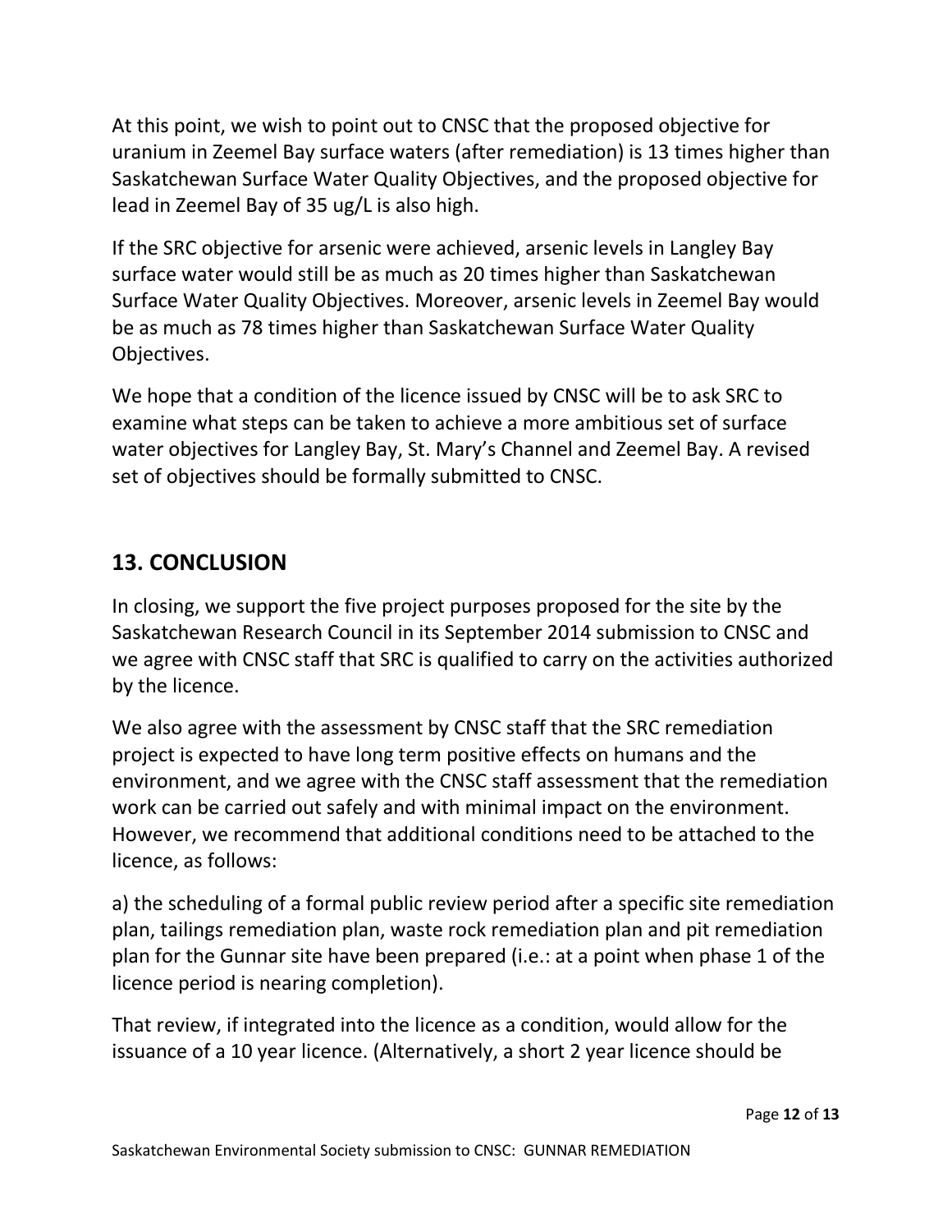At this point, we wish to point out to CNSC that the proposed objective for uranium in Zeemel Bay surface waters (after remediation) is 13 times higher than Saskatchewan Surface Water Quality Objectives, and the proposed objective for lead in Zeemel Bay of 35 ug/L is also high.

If the SRC objective for arsenic were achieved, arsenic levels in Langley Bay surface water would still be as much as 20 times higher than Saskatchewan Surface Water Quality Objectives. Moreover, arsenic levels in Zeemel Bay would be as much as 78 times higher than Saskatchewan Surface Water Quality Objectives.

We hope that a condition of the licence issued by CNSC will be to ask SRC to examine what steps can be taken to achieve a more ambitious set of surface water objectives for Langley Bay, St. Mary's Channel and Zeemel Bay. A revised set of objectives should be formally submitted to CNSC.

## 13. CONCLUSION

In closing, we support the five project purposes proposed for the site by the Saskatchewan Research Council in its September 2014 submission to CNSC and we agree with CNSC staff that SRC is qualified to carry on the activities authorized by the licence.

We also agree with the assessment by CNSC staff that the SRC remediation project is expected to have long term positive effects on humans and the environment, and we agree with the CNSC staff assessment that the remediation work can be carried out safely and with minimal impact on the environment. However, we recommend that additional conditions need to be attached to the licence, as follows:

a) the scheduling of a formal public review period after a specific site remediation plan, tailings remediation plan, waste rock remediation plan and pit remediation plan for the Gunnar site have been prepared (i.e.: at a point when phase 1 of the licence period is nearing completion).

That review, if integrated into the licence as a condition, would allow for the issuance of a 10 year licence. (Alternatively, a short 2 year licence should be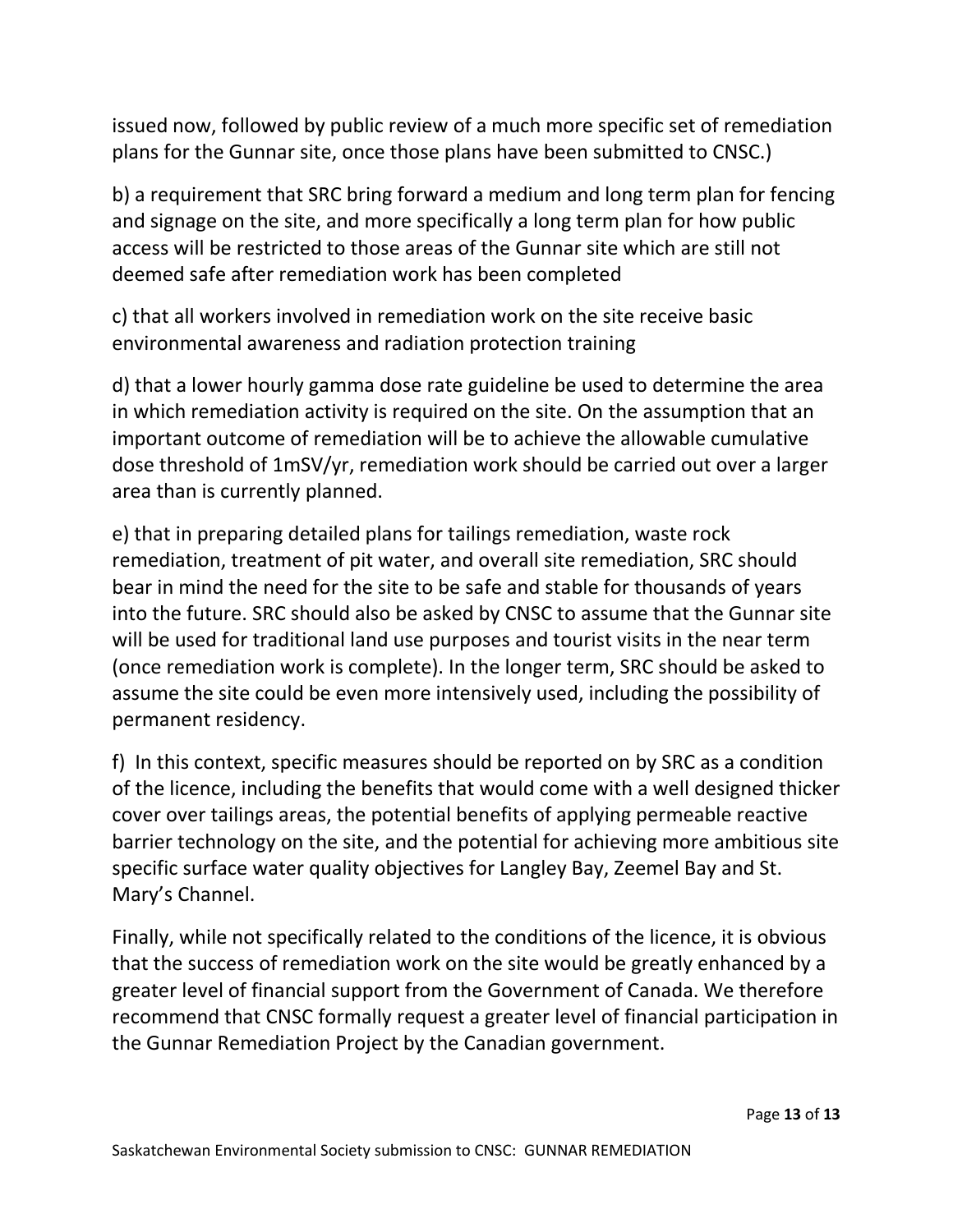issued now, followed by public review of a much more specific set of remediation plans for the Gunnar site, once those plans have been submitted to CNSC.)

b) a requirement that SRC bring forward a medium and long term plan for fencing and signage on the site, and more specifically a long term plan for how public access will be restricted to those areas of the Gunnar site which are still not deemed safe after remediation work has been completed

c) that all workers involved in remediation work on the site receive basic environmental awareness and radiation protection training

d) that a lower hourly gamma dose rate guideline be used to determine the area in which remediation activity is required on the site. On the assumption that an important outcome of remediation will be to achieve the allowable cumulative dose threshold of 1mSV/yr, remediation work should be carried out over a larger area than is currently planned.

e) that in preparing detailed plans for tailings remediation, waste rock remediation, treatment of pit water, and overall site remediation, SRC should bear in mind the need for the site to be safe and stable for thousands of years into the future. SRC should also be asked by CNSC to assume that the Gunnar site will be used for traditional land use purposes and tourist visits in the near term (once remediation work is complete). In the longer term, SRC should be asked to assume the site could be even more intensively used, including the possibility of permanent residency.

f) In this context, specific measures should be reported on by SRC as a condition of the licence, including the benefits that would come with a well designed thicker cover over tailings areas, the potential benefits of applying permeable reactive barrier technology on the site, and the potential for achieving more ambitious site specific surface water quality objectives for Langley Bay, Zeemel Bay and St. Mary's Channel.

Finally, while not specifically related to the conditions of the licence, it is obvious that the success of remediation work on the site would be greatly enhanced by a greater level of financial support from the Government of Canada. We therefore recommend that CNSC formally request a greater level of financial participation in the Gunnar Remediation Project by the Canadian government.